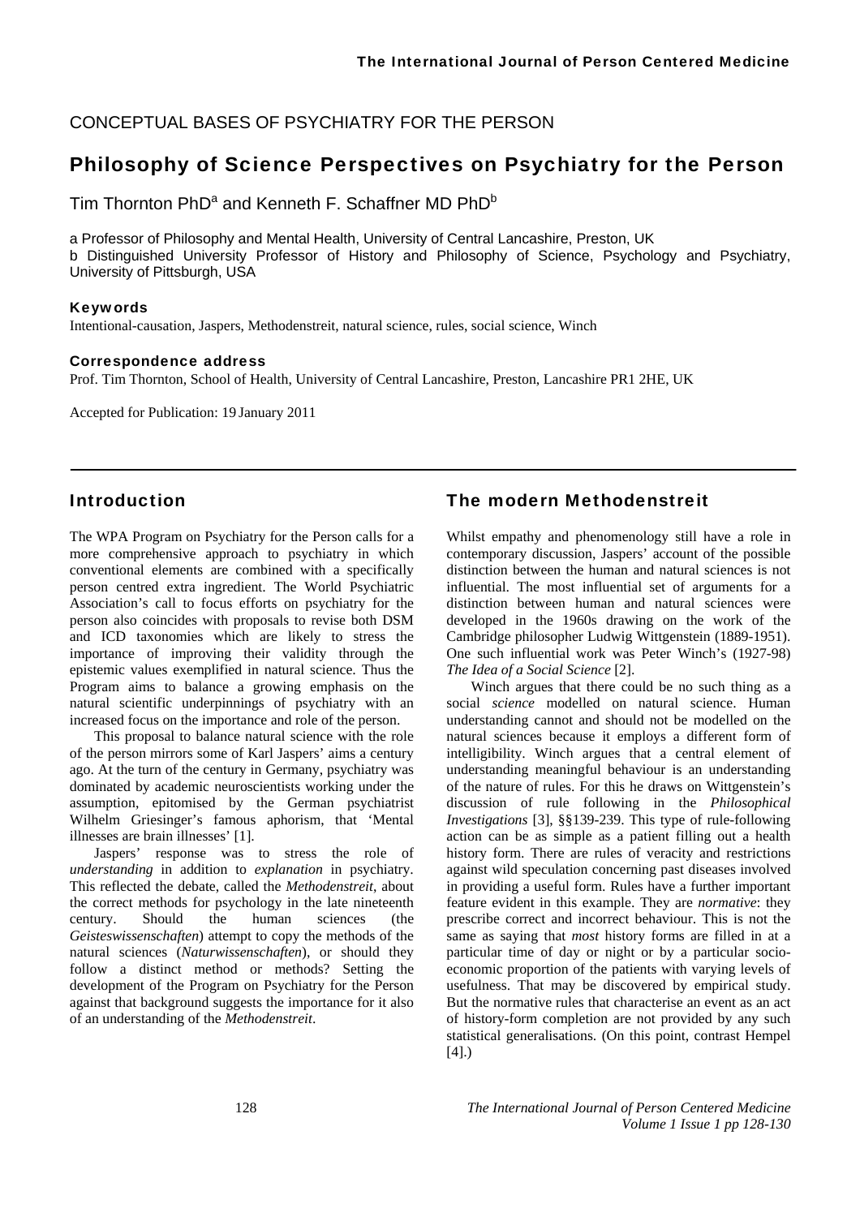CONCEPTUAL BASES OF PSYCHIATRY FOR THE PERSON

# Philosophy of Science Perspectives on Psychiatry for the Person

Tim Thornton PhD[a] and Kenneth F. Schaffner MD PhD[b]

a Professor of Philosophy and Mental Health, University of Central Lancashire, Preston, UK
b Distinguished University Professor of History and Philosophy of Science, Psychology and Psychiatry, University of Pittsburgh, USA

### Keywords

Intentional-causation, Jaspers, Methodenstreit, natural science, rules, social science, Winch

### Correspondence address

Prof. Tim Thornton, School of Health, University of Central Lancashire, Preston, Lancashire PR1 2HE, UK

Accepted for Publication: 19 January 2011

## Introduction

The WPA Program on Psychiatry for the Person calls for a more comprehensive approach to psychiatry in which conventional elements are combined with a specifically person centred extra ingredient. The World Psychiatric Association's call to focus efforts on psychiatry for the person also coincides with proposals to revise both DSM and ICD taxonomies which are likely to stress the importance of improving their validity through the epistemic values exemplified in natural science. Thus the Program aims to balance a growing emphasis on the natural scientific underpinnings of psychiatry with an increased focus on the importance and role of the person.

This proposal to balance natural science with the role of the person mirrors some of Karl Jaspers' aims a century ago. At the turn of the century in Germany, psychiatry was dominated by academic neuroscientists working under the assumption, epitomised by the German psychiatrist Wilhelm Griesinger's famous aphorism, that 'Mental illnesses are brain illnesses' [1].

Jaspers' response was to stress the role of *understanding* in addition to *explanation* in psychiatry. This reflected the debate, called the *Methodenstreit*, about the correct methods for psychology in the late nineteenth century. Should the human sciences (the *Geisteswissenschaften*) attempt to copy the methods of the natural sciences (*Naturwissenschaften*), or should they follow a distinct method or methods? Setting the development of the Program on Psychiatry for the Person against that background suggests the importance for it also of an understanding of the *Methodenstreit*.

## The modern Methodenstreit

Whilst empathy and phenomenology still have a role in contemporary discussion, Jaspers' account of the possible distinction between the human and natural sciences is not influential. The most influential set of arguments for a distinction between human and natural sciences were developed in the 1960s drawing on the work of the Cambridge philosopher Ludwig Wittgenstein (1889-1951). One such influential work was Peter Winch's (1927-98) *The Idea of a Social Science* [2].

Winch argues that there could be no such thing as a social *science* modelled on natural science. Human understanding cannot and should not be modelled on the natural sciences because it employs a different form of intelligibility. Winch argues that a central element of understanding meaningful behaviour is an understanding of the nature of rules. For this he draws on Wittgenstein's discussion of rule following in the *Philosophical Investigations* [3], §§139-239. This type of rule-following action can be as simple as a patient filling out a health history form. There are rules of veracity and restrictions against wild speculation concerning past diseases involved in providing a useful form. Rules have a further important feature evident in this example. They are *normative*: they prescribe correct and incorrect behaviour. This is not the same as saying that *most* history forms are filled in at a particular time of day or night or by a particular socio-economic proportion of the patients with varying levels of usefulness. That may be discovered by empirical study. But the normative rules that characterise an event as an act of history-form completion are not provided by any such statistical generalisations. (On this point, contrast Hempel [4].)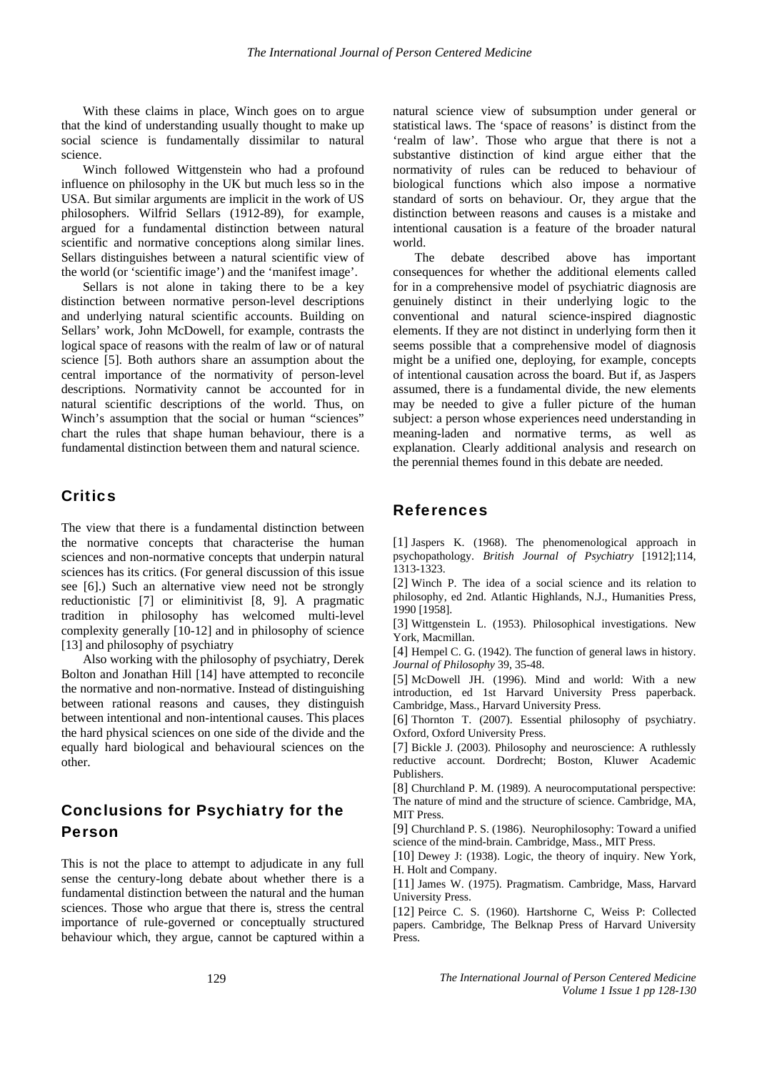With these claims in place, Winch goes on to argue that the kind of understanding usually thought to make up social science is fundamentally dissimilar to natural science.

Winch followed Wittgenstein who had a profound influence on philosophy in the UK but much less so in the USA. But similar arguments are implicit in the work of US philosophers. Wilfrid Sellars (1912-89), for example, argued for a fundamental distinction between natural scientific and normative conceptions along similar lines. Sellars distinguishes between a natural scientific view of the world (or 'scientific image') and the 'manifest image'.

Sellars is not alone in taking there to be a key distinction between normative person-level descriptions and underlying natural scientific accounts. Building on Sellars' work, John McDowell, for example, contrasts the logical space of reasons with the realm of law or of natural science [5]. Both authors share an assumption about the central importance of the normativity of person-level descriptions. Normativity cannot be accounted for in natural scientific descriptions of the world. Thus, on Winch's assumption that the social or human "sciences" chart the rules that shape human behaviour, there is a fundamental distinction between them and natural science.

## Critics

The view that there is a fundamental distinction between the normative concepts that characterise the human sciences and non-normative concepts that underpin natural sciences has its critics. (For general discussion of this issue see [6].) Such an alternative view need not be strongly reductionistic [7] or eliminitivist [8, 9]. A pragmatic tradition in philosophy has welcomed multi-level complexity generally [10-12] and in philosophy of science [13] and philosophy of psychiatry

Also working with the philosophy of psychiatry, Derek Bolton and Jonathan Hill [14] have attempted to reconcile the normative and non-normative. Instead of distinguishing between rational reasons and causes, they distinguish between intentional and non-intentional causes. This places the hard physical sciences on one side of the divide and the equally hard biological and behavioural sciences on the other.

## Conclusions for Psychiatry for the Person

This is not the place to attempt to adjudicate in any full sense the century-long debate about whether there is a fundamental distinction between the natural and the human sciences. Those who argue that there is, stress the central importance of rule-governed or conceptually structured behaviour which, they argue, cannot be captured within a natural science view of subsumption under general or statistical laws. The 'space of reasons' is distinct from the 'realm of law'. Those who argue that there is not a substantive distinction of kind argue either that the normativity of rules can be reduced to behaviour of biological functions which also impose a normative standard of sorts on behaviour. Or, they argue that the distinction between reasons and causes is a mistake and intentional causation is a feature of the broader natural world.

The debate described above has important consequences for whether the additional elements called for in a comprehensive model of psychiatric diagnosis are genuinely distinct in their underlying logic to the conventional and natural science-inspired diagnostic elements. If they are not distinct in underlying form then it seems possible that a comprehensive model of diagnosis might be a unified one, deploying, for example, concepts of intentional causation across the board. But if, as Jaspers assumed, there is a fundamental divide, the new elements may be needed to give a fuller picture of the human subject: a person whose experiences need understanding in meaning-laden and normative terms, as well as explanation. Clearly additional analysis and research on the perennial themes found in this debate are needed.

## References

[1] Jaspers K. (1968). The phenomenological approach in psychopathology. *British Journal of Psychiatry* [1912];114, 1313-1323.

[2] Winch P. The idea of a social science and its relation to philosophy, ed 2nd. Atlantic Highlands, N.J., Humanities Press, 1990 [1958].

[3] Wittgenstein L. (1953). Philosophical investigations. New York, Macmillan.

[4] Hempel C. G. (1942). The function of general laws in history. *Journal of Philosophy* 39, 35-48.

[5] McDowell JH. (1996). Mind and world: With a new introduction, ed 1st Harvard University Press paperback. Cambridge, Mass., Harvard University Press.

[6] Thornton T. (2007). Essential philosophy of psychiatry. Oxford, Oxford University Press.

[7] Bickle J. (2003). Philosophy and neuroscience: A ruthlessly reductive account. Dordrecht; Boston, Kluwer Academic Publishers.

[8] Churchland P. M. (1989). A neurocomputational perspective: The nature of mind and the structure of science. Cambridge, MA, MIT Press.

[9] Churchland P. S. (1986). Neurophilosophy: Toward a unified science of the mind-brain. Cambridge, Mass., MIT Press.

[10] Dewey J: (1938). Logic, the theory of inquiry. New York, H. Holt and Company.

[11] James W. (1975). Pragmatism. Cambridge, Mass, Harvard University Press.

[12] Peirce C. S. (1960). Hartshorne C, Weiss P: Collected papers. Cambridge, The Belknap Press of Harvard University Press.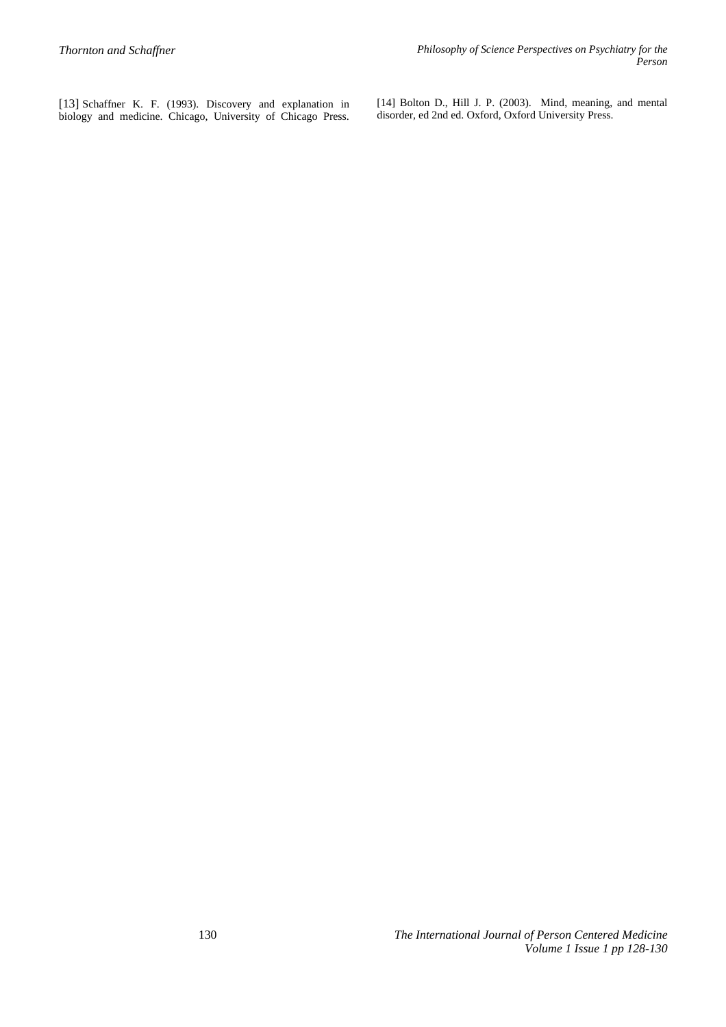[13] Schaffner K. F. (1993). Discovery and explanation in biology and medicine. Chicago, University of Chicago Press.

[14] Bolton D., Hill J. P. (2003). Mind, meaning, and mental disorder, ed 2nd ed. Oxford, Oxford University Press.